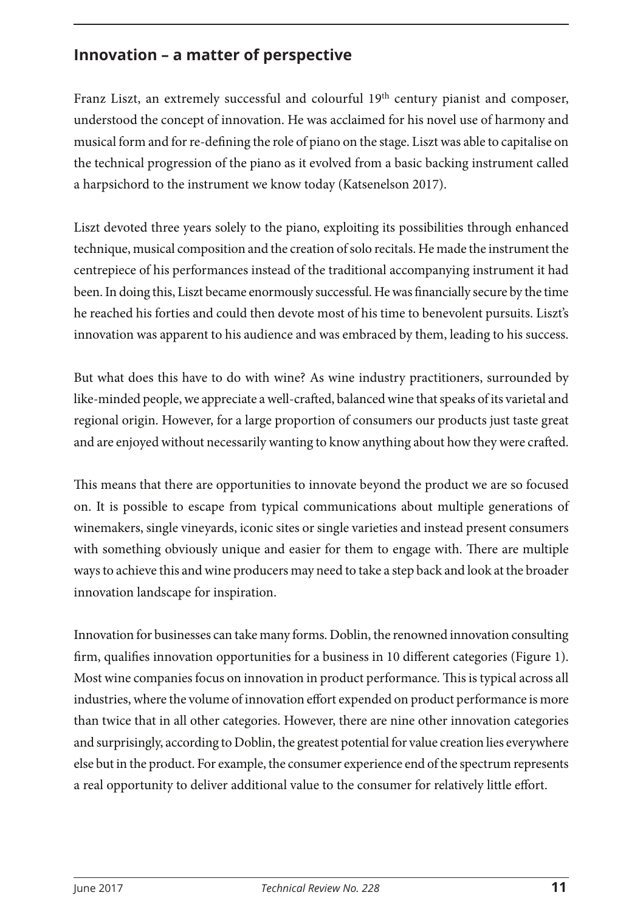## Innovation – a matter of perspective

Franz Liszt, an extremely successful and colourful 19$^{th}$ century pianist and composer, understood the concept of innovation. He was acclaimed for his novel use of harmony and musical form and for re-defining the role of piano on the stage. Liszt was able to capitalise on the technical progression of the piano as it evolved from a basic backing instrument called a harpsichord to the instrument we know today (Katsenelson 2017).

Liszt devoted three years solely to the piano, exploiting its possibilities through enhanced technique, musical composition and the creation of solo recitals. He made the instrument the centrepiece of his performances instead of the traditional accompanying instrument it had been. In doing this, Liszt became enormously successful. He was financially secure by the time he reached his forties and could then devote most of his time to benevolent pursuits. Liszt's innovation was apparent to his audience and was embraced by them, leading to his success.

But what does this have to do with wine? As wine industry practitioners, surrounded by like-minded people, we appreciate a well-crafted, balanced wine that speaks of its varietal and regional origin. However, for a large proportion of consumers our products just taste great and are enjoyed without necessarily wanting to know anything about how they were crafted.

This means that there are opportunities to innovate beyond the product we are so focused on. It is possible to escape from typical communications about multiple generations of winemakers, single vineyards, iconic sites or single varieties and instead present consumers with something obviously unique and easier for them to engage with. There are multiple ways to achieve this and wine producers may need to take a step back and look at the broader innovation landscape for inspiration.

Innovation for businesses can take many forms. Doblin, the renowned innovation consulting firm, qualifies innovation opportunities for a business in 10 different categories (Figure 1). Most wine companies focus on innovation in product performance. This is typical across all industries, where the volume of innovation effort expended on product performance is more than twice that in all other categories. However, there are nine other innovation categories and surprisingly, according to Doblin, the greatest potential for value creation lies everywhere else but in the product. For example, the consumer experience end of the spectrum represents a real opportunity to deliver additional value to the consumer for relatively little effort.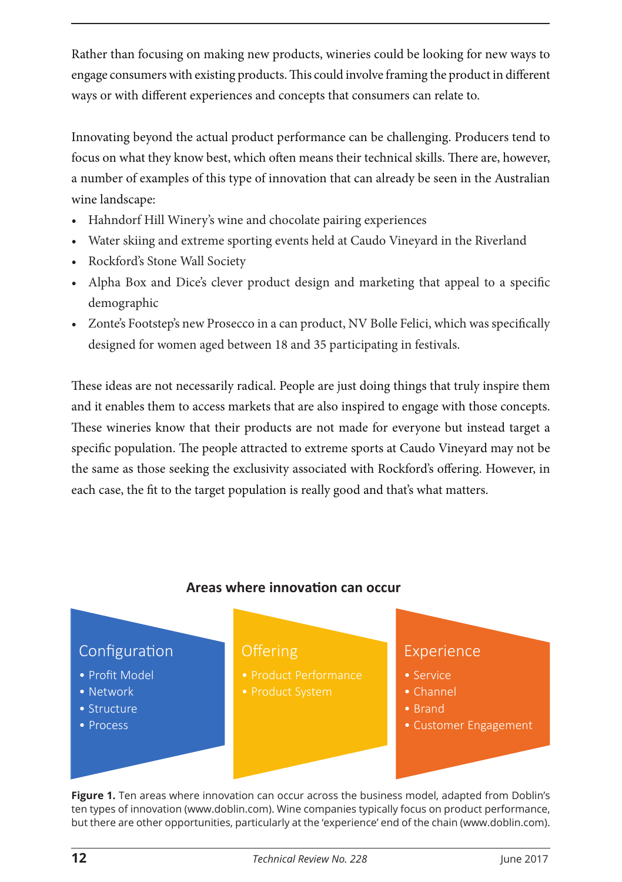Rather than focusing on making new products, wineries could be looking for new ways to engage consumers with existing products. This could involve framing the product in different ways or with different experiences and concepts that consumers can relate to.

Innovating beyond the actual product performance can be challenging. Producers tend to focus on what they know best, which often means their technical skills. There are, however, a number of examples of this type of innovation that can already be seen in the Australian wine landscape:

- Hahndorf Hill Winery's wine and chocolate pairing experiences
- Water skiing and extreme sporting events held at Caudo Vineyard in the Riverland
- Rockford's Stone Wall Society
- Alpha Box and Dice's clever product design and marketing that appeal to a specific demographic
- Zonte's Footstep's new Prosecco in a can product, NV Bolle Felici, which was specifically designed for women aged between 18 and 35 participating in festivals.

These ideas are not necessarily radical. People are just doing things that truly inspire them and it enables them to access markets that are also inspired to engage with those concepts. These wineries know that their products are not made for everyone but instead target a specific population. The people attracted to extreme sports at Caudo Vineyard may not be the same as those seeking the exclusivity associated with Rockford's offering. However, in each case, the fit to the target population is really good and that's what matters.

**Areas where innovation can occur**

| Configuration | Offering | Experience |
| --- | --- | --- |
| • Profit Model<br>• Network<br>• Structure<br>• Process | • Product Performance<br>• Product System | • Service<br>• Channel<br>• Brand<br>• Customer Engagement |

**Figure 1.** Ten areas where innovation can occur across the business model, adapted from Doblin's ten types of innovation (www.doblin.com). Wine companies typically focus on product performance, but there are other opportunities, particularly at the 'experience' end of the chain (www.doblin.com).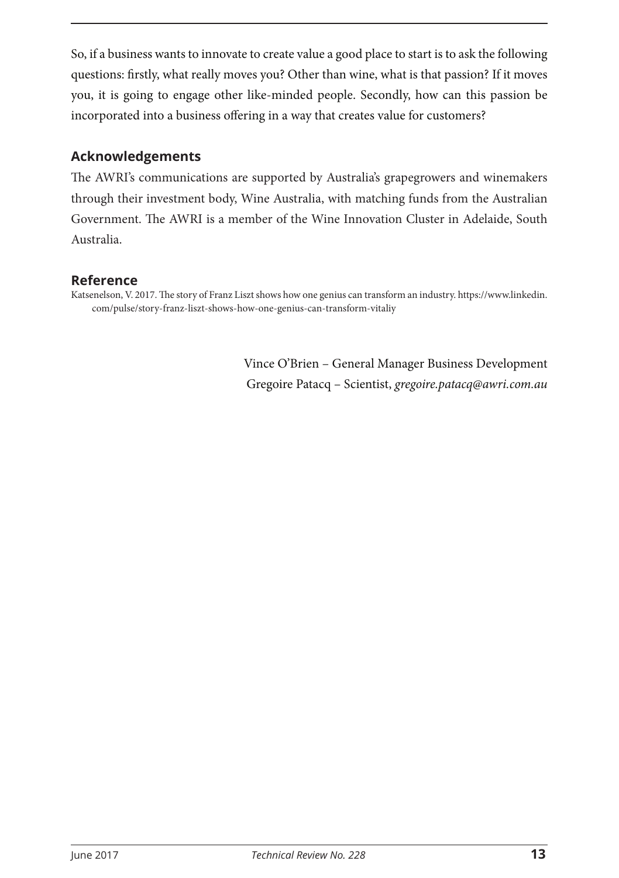So, if a business wants to innovate to create value a good place to start is to ask the following questions: firstly, what really moves you? Other than wine, what is that passion? If it moves you, it is going to engage other like-minded people. Secondly, how can this passion be incorporated into a business offering in a way that creates value for customers?

## Acknowledgements

The AWRI's communications are supported by Australia's grapegrowers and winemakers through their investment body, Wine Australia, with matching funds from the Australian Government. The AWRI is a member of the Wine Innovation Cluster in Adelaide, South Australia.

## Reference

Katsenelson, V. 2017. The story of Franz Liszt shows how one genius can transform an industry. https://www.linkedin.com/pulse/story-franz-liszt-shows-how-one-genius-can-transform-vitaliy

Vince O'Brien – General Manager Business Development
Gregoire Patacq – Scientist, *gregoire.patacq@awri.com.au*